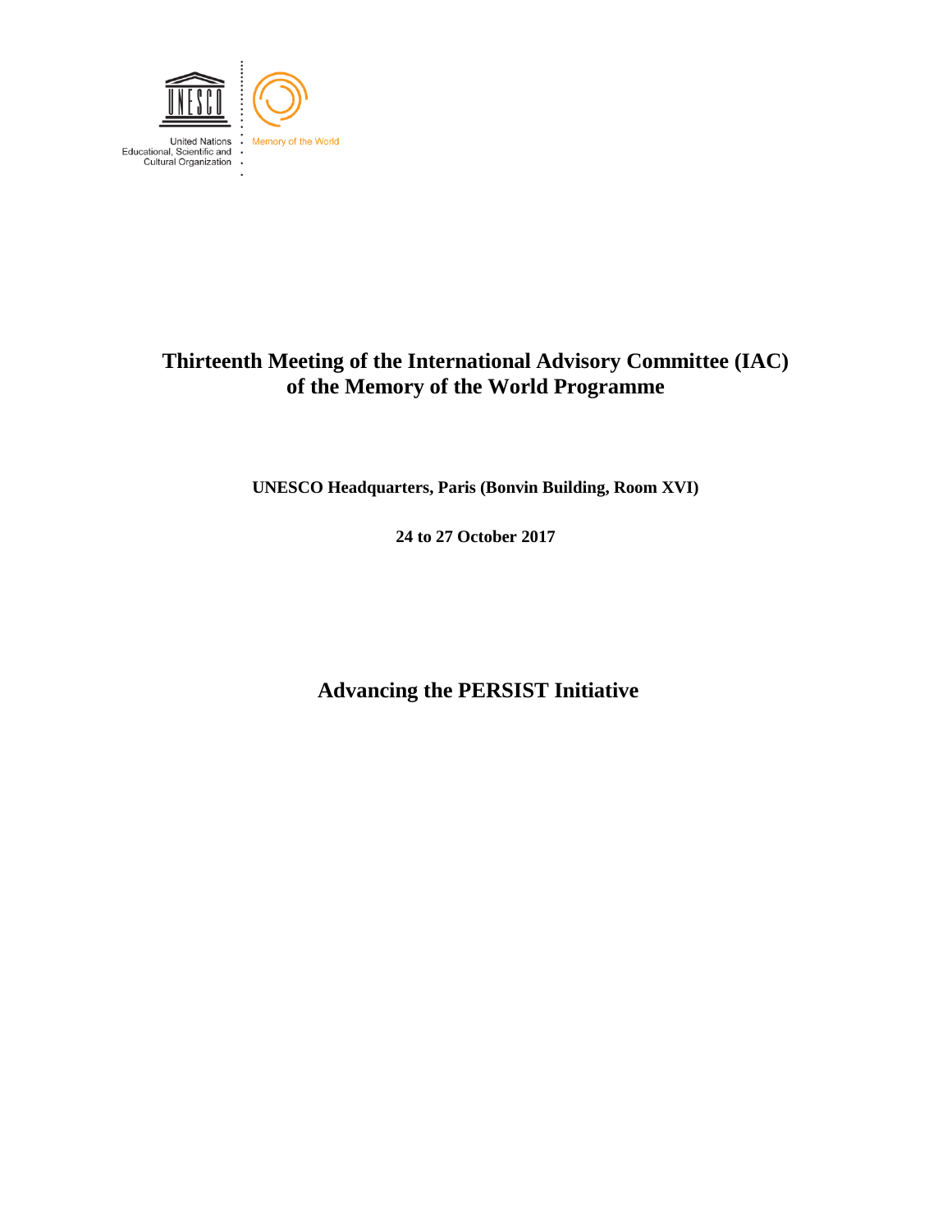United Nations
Educational, Scientific and
Cultural Organization

Memory of the World

# Thirteenth Meeting of the International Advisory Committee (IAC) of the Memory of the World Programme

**UNESCO Headquarters, Paris (Bonvin Building, Room XVI)**

**24 to 27 October 2017**

## Advancing the PERSIST Initiative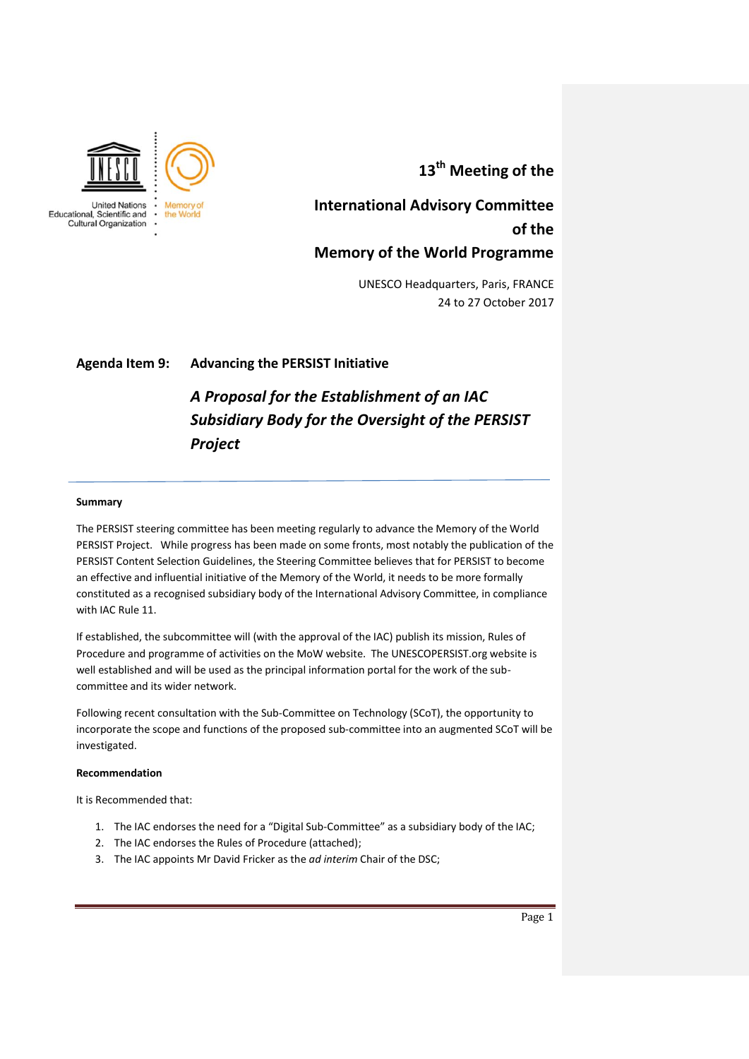13th Meeting of the

# International Advisory Committee of the Memory of the World Programme

UNESCO Headquarters, Paris, FRANCE
24 to 27 October 2017

## Agenda Item 9: Advancing the PERSIST Initiative

### *A Proposal for the Establishment of an IAC Subsidiary Body for the Oversight of the PERSIST Project*

---

**Summary**

The PERSIST steering committee has been meeting regularly to advance the Memory of the World PERSIST Project. While progress has been made on some fronts, most notably the publication of the PERSIST Content Selection Guidelines, the Steering Committee believes that for PERSIST to become an effective and influential initiative of the Memory of the World, it needs to be more formally constituted as a recognised subsidiary body of the International Advisory Committee, in compliance with IAC Rule 11.

If established, the subcommittee will (with the approval of the IAC) publish its mission, Rules of Procedure and programme of activities on the MoW website. The UNESCOPERSIST.org website is well established and will be used as the principal information portal for the work of the sub-committee and its wider network.

Following recent consultation with the Sub-Committee on Technology (SCoT), the opportunity to incorporate the scope and functions of the proposed sub-committee into an augmented SCoT will be investigated.

**Recommendation**

It is Recommended that:

1. The IAC endorses the need for a "Digital Sub-Committee" as a subsidiary body of the IAC;
2. The IAC endorses the Rules of Procedure (attached);
3. The IAC appoints Mr David Fricker as the *ad interim* Chair of the DSC;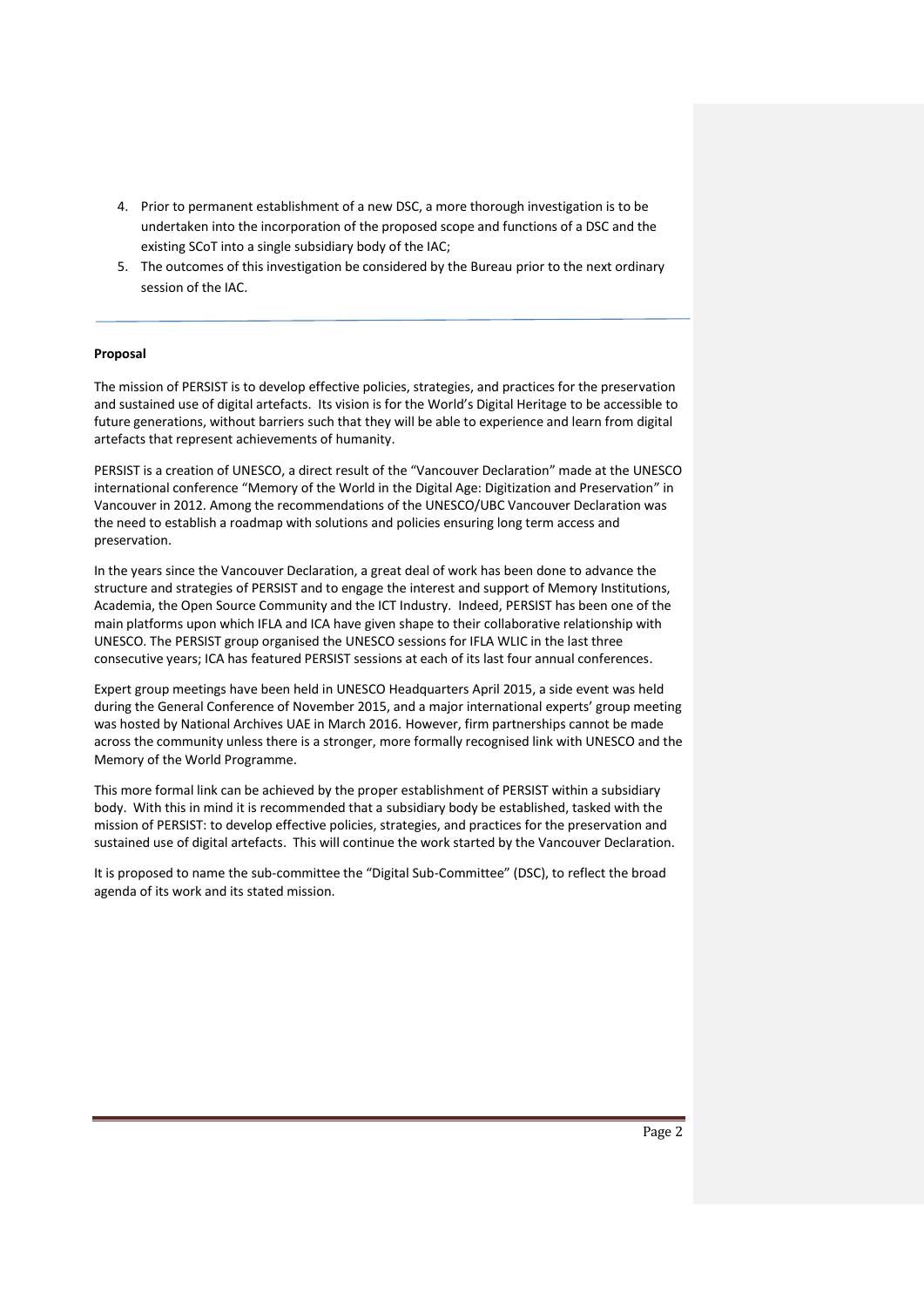4. Prior to permanent establishment of a new DSC, a more thorough investigation is to be undertaken into the incorporation of the proposed scope and functions of a DSC and the existing SCoT into a single subsidiary body of the IAC;
5. The outcomes of this investigation be considered by the Bureau prior to the next ordinary session of the IAC.

---

**Proposal**

The mission of PERSIST is to develop effective policies, strategies, and practices for the preservation and sustained use of digital artefacts. Its vision is for the World's Digital Heritage to be accessible to future generations, without barriers such that they will be able to experience and learn from digital artefacts that represent achievements of humanity.

PERSIST is a creation of UNESCO, a direct result of the "Vancouver Declaration" made at the UNESCO international conference "Memory of the World in the Digital Age: Digitization and Preservation" in Vancouver in 2012. Among the recommendations of the UNESCO/UBC Vancouver Declaration was the need to establish a roadmap with solutions and policies ensuring long term access and preservation.

In the years since the Vancouver Declaration, a great deal of work has been done to advance the structure and strategies of PERSIST and to engage the interest and support of Memory Institutions, Academia, the Open Source Community and the ICT Industry. Indeed, PERSIST has been one of the main platforms upon which IFLA and ICA have given shape to their collaborative relationship with UNESCO. The PERSIST group organised the UNESCO sessions for IFLA WLIC in the last three consecutive years; ICA has featured PERSIST sessions at each of its last four annual conferences.

Expert group meetings have been held in UNESCO Headquarters April 2015, a side event was held during the General Conference of November 2015, and a major international experts' group meeting was hosted by National Archives UAE in March 2016. However, firm partnerships cannot be made across the community unless there is a stronger, more formally recognised link with UNESCO and the Memory of the World Programme.

This more formal link can be achieved by the proper establishment of PERSIST within a subsidiary body. With this in mind it is recommended that a subsidiary body be established, tasked with the mission of PERSIST: to develop effective policies, strategies, and practices for the preservation and sustained use of digital artefacts. This will continue the work started by the Vancouver Declaration.

It is proposed to name the sub-committee the "Digital Sub-Committee" (DSC), to reflect the broad agenda of its work and its stated mission.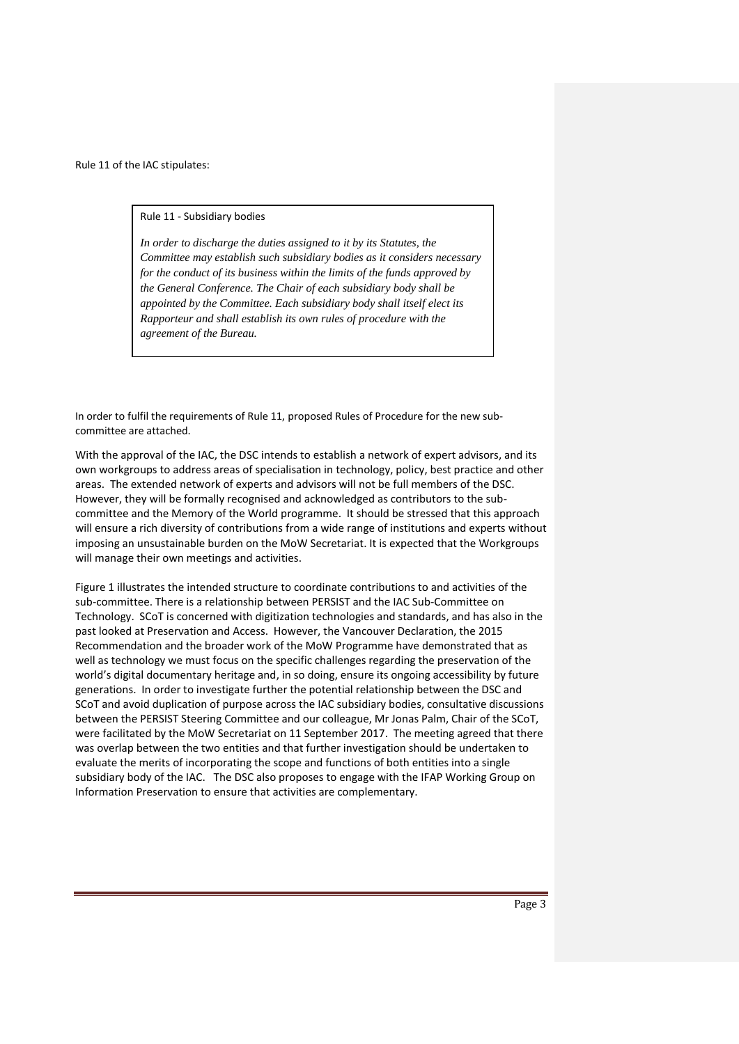Rule 11 of the IAC stipulates:

> Rule 11 - Subsidiary bodies
>
> *In order to discharge the duties assigned to it by its Statutes, the Committee may establish such subsidiary bodies as it considers necessary for the conduct of its business within the limits of the funds approved by the General Conference. The Chair of each subsidiary body shall be appointed by the Committee. Each subsidiary body shall itself elect its Rapporteur and shall establish its own rules of procedure with the agreement of the Bureau.*

In order to fulfil the requirements of Rule 11, proposed Rules of Procedure for the new sub-committee are attached.

With the approval of the IAC, the DSC intends to establish a network of expert advisors, and its own workgroups to address areas of specialisation in technology, policy, best practice and other areas. The extended network of experts and advisors will not be full members of the DSC. However, they will be formally recognised and acknowledged as contributors to the sub-committee and the Memory of the World programme. It should be stressed that this approach will ensure a rich diversity of contributions from a wide range of institutions and experts without imposing an unsustainable burden on the MoW Secretariat. It is expected that the Workgroups will manage their own meetings and activities.

Figure 1 illustrates the intended structure to coordinate contributions to and activities of the sub-committee. There is a relationship between PERSIST and the IAC Sub-Committee on Technology. SCoT is concerned with digitization technologies and standards, and has also in the past looked at Preservation and Access. However, the Vancouver Declaration, the 2015 Recommendation and the broader work of the MoW Programme have demonstrated that as well as technology we must focus on the specific challenges regarding the preservation of the world's digital documentary heritage and, in so doing, ensure its ongoing accessibility by future generations. In order to investigate further the potential relationship between the DSC and SCoT and avoid duplication of purpose across the IAC subsidiary bodies, consultative discussions between the PERSIST Steering Committee and our colleague, Mr Jonas Palm, Chair of the SCoT, were facilitated by the MoW Secretariat on 11 September 2017. The meeting agreed that there was overlap between the two entities and that further investigation should be undertaken to evaluate the merits of incorporating the scope and functions of both entities into a single subsidiary body of the IAC. The DSC also proposes to engage with the IFAP Working Group on Information Preservation to ensure that activities are complementary.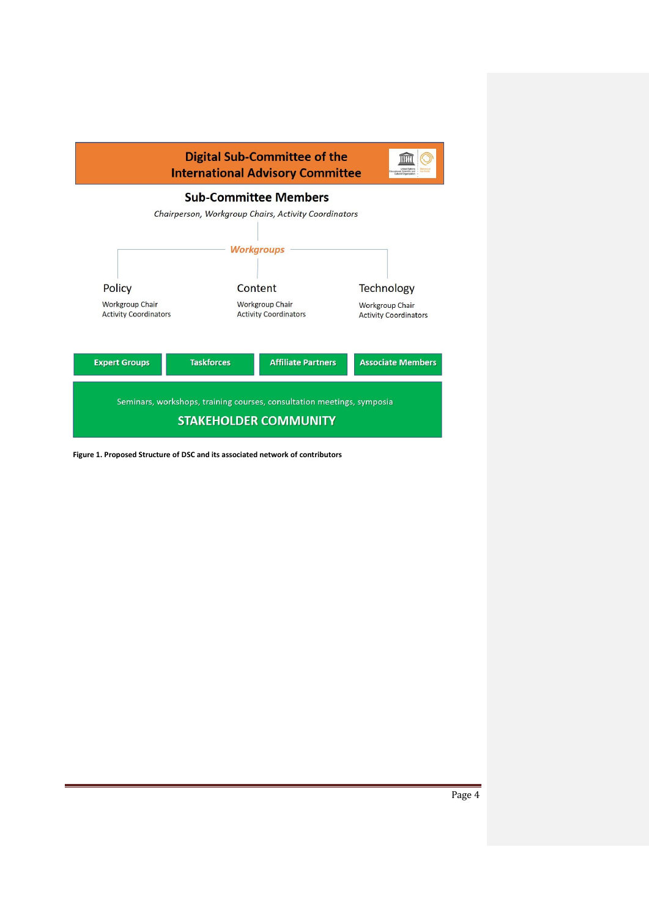**Digital Sub-Committee of the International Advisory Committee**

**Sub-Committee Members**

*Chairperson, Workgroup Chairs, Activity Coordinators*

*Workgroups*

**Policy**
Workgroup Chair
Activity Coordinators

**Content**
Workgroup Chair
Activity Coordinators

**Technology**
Workgroup Chair
Activity Coordinators

**Expert Groups** | **Taskforces** | **Affiliate Partners** | **Associate Members**

Seminars, workshops, training courses, consultation meetings, symposia

**STAKEHOLDER COMMUNITY**

**Figure 1. Proposed Structure of DSC and its associated network of contributors**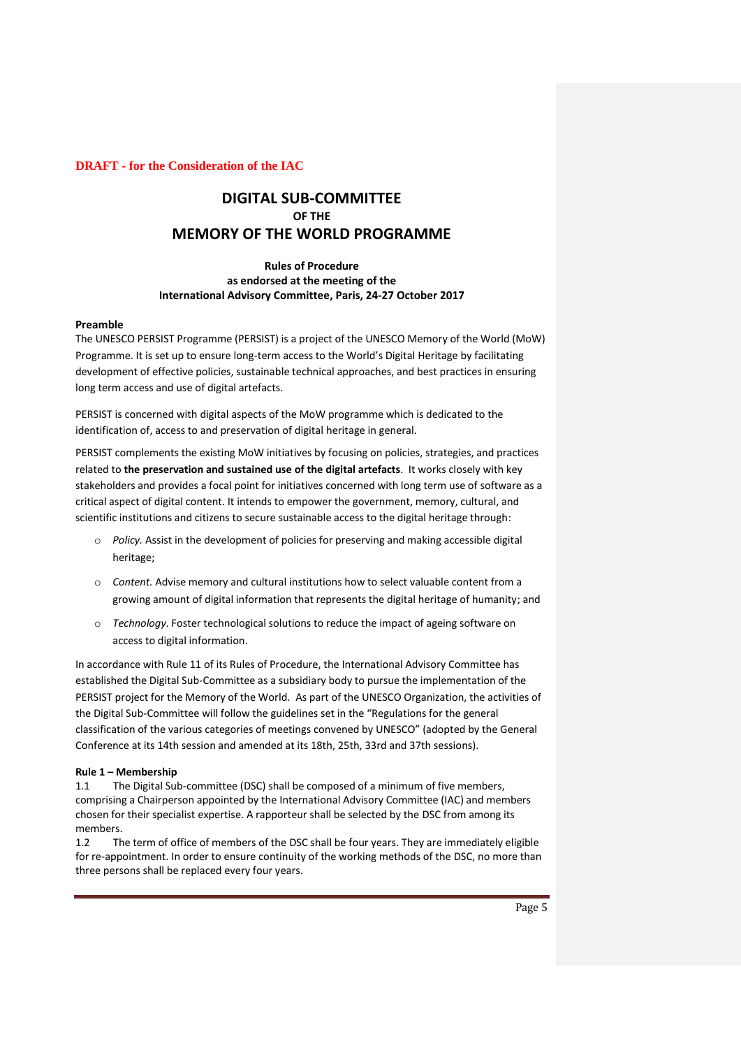**DRAFT - for the Consideration of the IAC**

# DIGITAL SUB-COMMITTEE
## OF THE
# MEMORY OF THE WORLD PROGRAMME

**Rules of Procedure**
**as endorsed at the meeting of the**
**International Advisory Committee, Paris, 24-27 October 2017**

**Preamble**

The UNESCO PERSIST Programme (PERSIST) is a project of the UNESCO Memory of the World (MoW) Programme. It is set up to ensure long-term access to the World's Digital Heritage by facilitating development of effective policies, sustainable technical approaches, and best practices in ensuring long term access and use of digital artefacts.

PERSIST is concerned with digital aspects of the MoW programme which is dedicated to the identification of, access to and preservation of digital heritage in general.

PERSIST complements the existing MoW initiatives by focusing on policies, strategies, and practices related to **the preservation and sustained use of the digital artefacts**. It works closely with key stakeholders and provides a focal point for initiatives concerned with long term use of software as a critical aspect of digital content. It intends to empower the government, memory, cultural, and scientific institutions and citizens to secure sustainable access to the digital heritage through:

- *Policy.* Assist in the development of policies for preserving and making accessible digital heritage;
- *Content.* Advise memory and cultural institutions how to select valuable content from a growing amount of digital information that represents the digital heritage of humanity; and
- *Technology.* Foster technological solutions to reduce the impact of ageing software on access to digital information.

In accordance with Rule 11 of its Rules of Procedure, the International Advisory Committee has established the Digital Sub-Committee as a subsidiary body to pursue the implementation of the PERSIST project for the Memory of the World. As part of the UNESCO Organization, the activities of the Digital Sub-Committee will follow the guidelines set in the "Regulations for the general classification of the various categories of meetings convened by UNESCO" (adopted by the General Conference at its 14th session and amended at its 18th, 25th, 33rd and 37th sessions).

**Rule 1 – Membership**

1.1 The Digital Sub-committee (DSC) shall be composed of a minimum of five members, comprising a Chairperson appointed by the International Advisory Committee (IAC) and members chosen for their specialist expertise. A rapporteur shall be selected by the DSC from among its members.

1.2 The term of office of members of the DSC shall be four years. They are immediately eligible for re-appointment. In order to ensure continuity of the working methods of the DSC, no more than three persons shall be replaced every four years.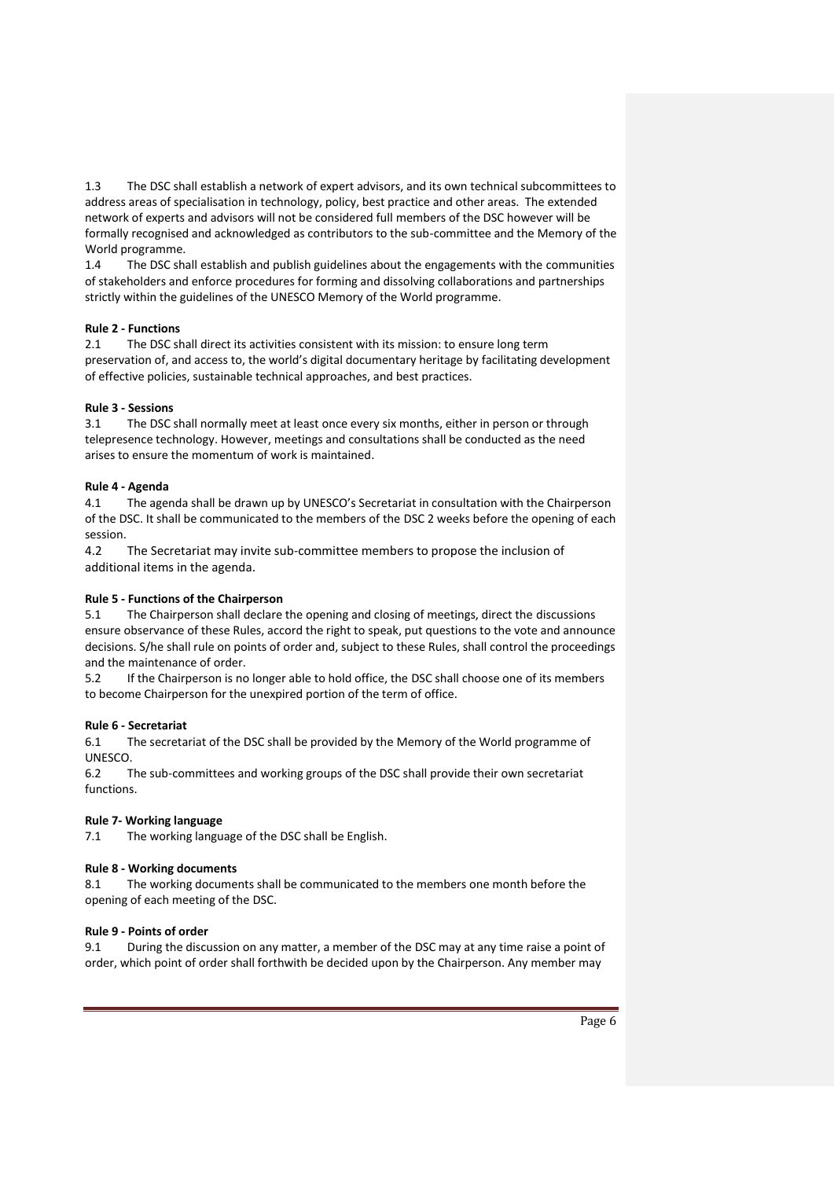1.3 The DSC shall establish a network of expert advisors, and its own technical subcommittees to address areas of specialisation in technology, policy, best practice and other areas. The extended network of experts and advisors will not be considered full members of the DSC however will be formally recognised and acknowledged as contributors to the sub-committee and the Memory of the World programme.

1.4 The DSC shall establish and publish guidelines about the engagements with the communities of stakeholders and enforce procedures for forming and dissolving collaborations and partnerships strictly within the guidelines of the UNESCO Memory of the World programme.

**Rule 2 - Functions**

2.1 The DSC shall direct its activities consistent with its mission: to ensure long term preservation of, and access to, the world's digital documentary heritage by facilitating development of effective policies, sustainable technical approaches, and best practices.

**Rule 3 - Sessions**

3.1 The DSC shall normally meet at least once every six months, either in person or through telepresence technology. However, meetings and consultations shall be conducted as the need arises to ensure the momentum of work is maintained.

**Rule 4 - Agenda**

4.1 The agenda shall be drawn up by UNESCO's Secretariat in consultation with the Chairperson of the DSC. It shall be communicated to the members of the DSC 2 weeks before the opening of each session.

4.2 The Secretariat may invite sub-committee members to propose the inclusion of additional items in the agenda.

**Rule 5 - Functions of the Chairperson**

5.1 The Chairperson shall declare the opening and closing of meetings, direct the discussions ensure observance of these Rules, accord the right to speak, put questions to the vote and announce decisions. S/he shall rule on points of order and, subject to these Rules, shall control the proceedings and the maintenance of order.

5.2 If the Chairperson is no longer able to hold office, the DSC shall choose one of its members to become Chairperson for the unexpired portion of the term of office.

**Rule 6 - Secretariat**

6.1 The secretariat of the DSC shall be provided by the Memory of the World programme of UNESCO.

6.2 The sub-committees and working groups of the DSC shall provide their own secretariat functions.

**Rule 7- Working language**

7.1 The working language of the DSC shall be English.

**Rule 8 - Working documents**

8.1 The working documents shall be communicated to the members one month before the opening of each meeting of the DSC.

**Rule 9 - Points of order**

9.1 During the discussion on any matter, a member of the DSC may at any time raise a point of order, which point of order shall forthwith be decided upon by the Chairperson. Any member may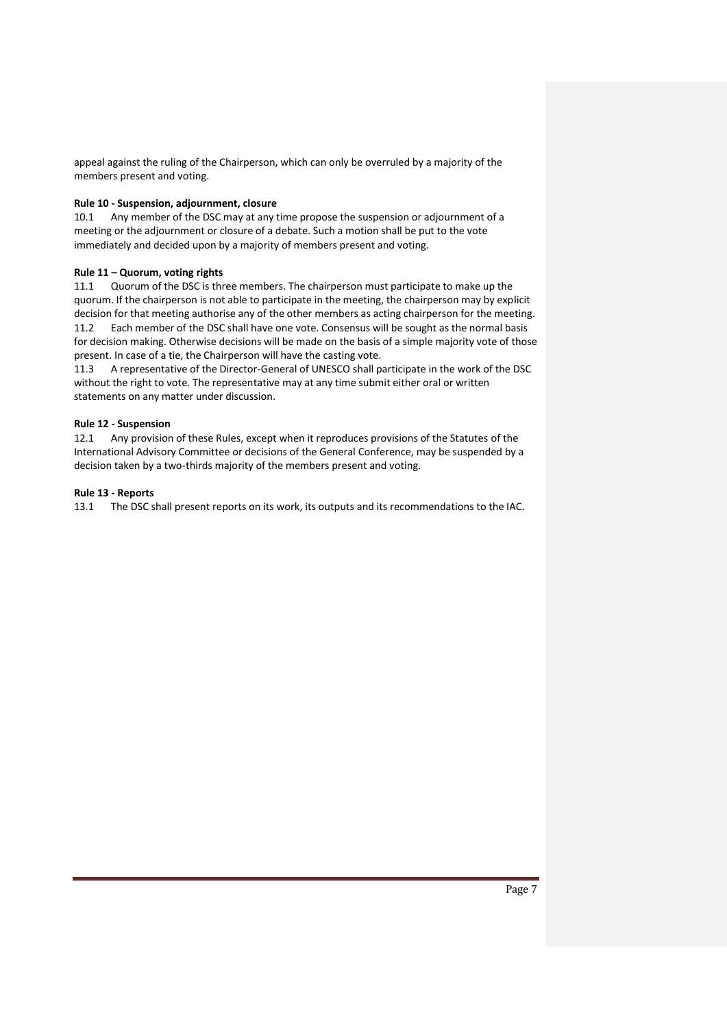appeal against the ruling of the Chairperson, which can only be overruled by a majority of the members present and voting.

**Rule 10 - Suspension, adjournment, closure**

10.1 Any member of the DSC may at any time propose the suspension or adjournment of a meeting or the adjournment or closure of a debate. Such a motion shall be put to the vote immediately and decided upon by a majority of members present and voting.

**Rule 11 – Quorum, voting rights**

11.1 Quorum of the DSC is three members. The chairperson must participate to make up the quorum. If the chairperson is not able to participate in the meeting, the chairperson may by explicit decision for that meeting authorise any of the other members as acting chairperson for the meeting.

11.2 Each member of the DSC shall have one vote. Consensus will be sought as the normal basis for decision making. Otherwise decisions will be made on the basis of a simple majority vote of those present. In case of a tie, the Chairperson will have the casting vote.

11.3 A representative of the Director-General of UNESCO shall participate in the work of the DSC without the right to vote. The representative may at any time submit either oral or written statements on any matter under discussion.

**Rule 12 - Suspension**

12.1 Any provision of these Rules, except when it reproduces provisions of the Statutes of the International Advisory Committee or decisions of the General Conference, may be suspended by a decision taken by a two-thirds majority of the members present and voting.

**Rule 13 - Reports**

13.1 The DSC shall present reports on its work, its outputs and its recommendations to the IAC.